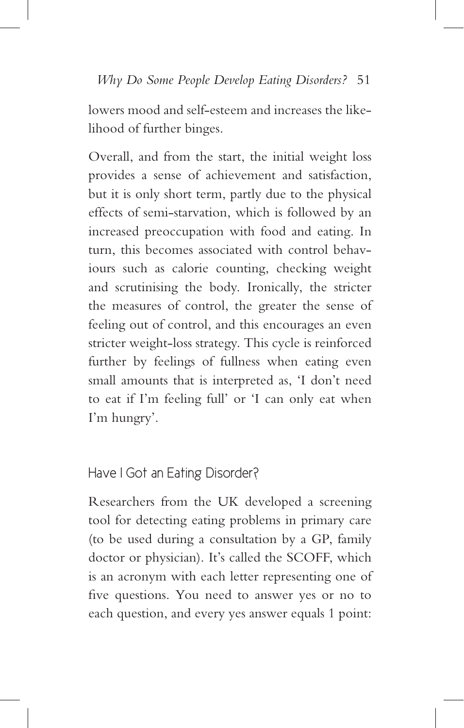lowers mood and self-esteem and increases the likelihood of further binges.

Overall, and from the start, the initial weight loss provides a sense of achievement and satisfaction, but it is only short term, partly due to the physical effects of semi-starvation, which is followed by an increased preoccupation with food and eating. In turn, this becomes associated with control behaviours such as calorie counting, checking weight and scrutinising the body. Ironically, the stricter the measures of control, the greater the sense of feeling out of control, and this encourages an even stricter weight-loss strategy. This cycle is reinforced further by feelings of fullness when eating even small amounts that is interpreted as, 'I don't need to eat if I'm feeling full' or 'I can only eat when I'm hungry'.

## Have I Got an Eating Disorder?

Researchers from the UK developed a screening tool for detecting eating problems in primary care (to be used during a consultation by a GP, family doctor or physician). It's called the SCOFF, which is an acronym with each letter representing one of five questions. You need to answer yes or no to each question, and every yes answer equals 1 point: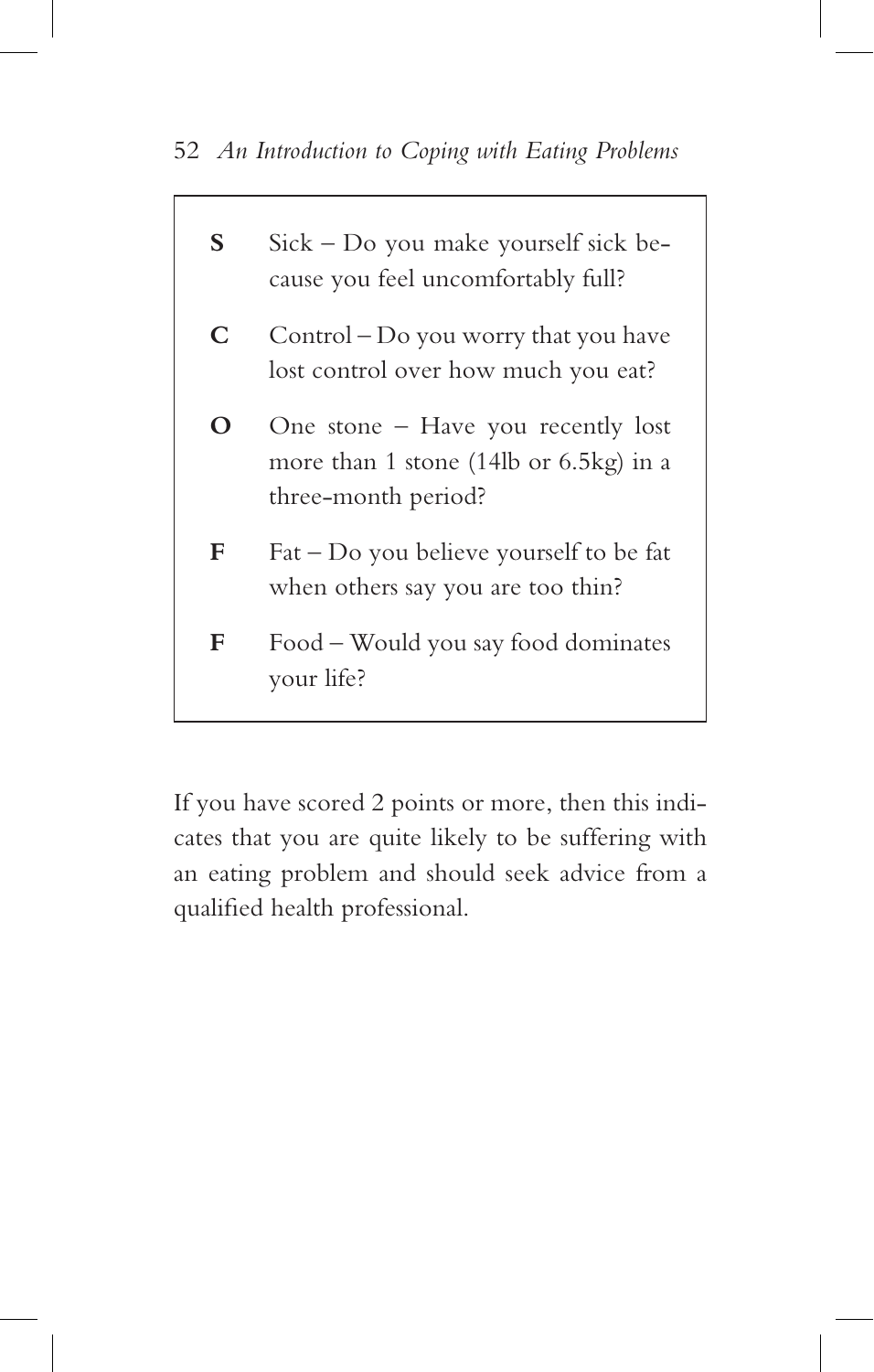**S** Sick – Do you make yourself sick because you feel uncomfortably full?

**C** Control – Do you worry that you have lost control over how much you eat?

**O** One stone – Have you recently lost more than 1 stone (14lb or 6.5kg) in a three-month period?

**F** Fat – Do you believe yourself to be fat when others say you are too thin?

**F** Food – Would you say food dominates your life?

If you have scored 2 points or more, then this indicates that you are quite likely to be suffering with an eating problem and should seek advice from a qualified health professional.